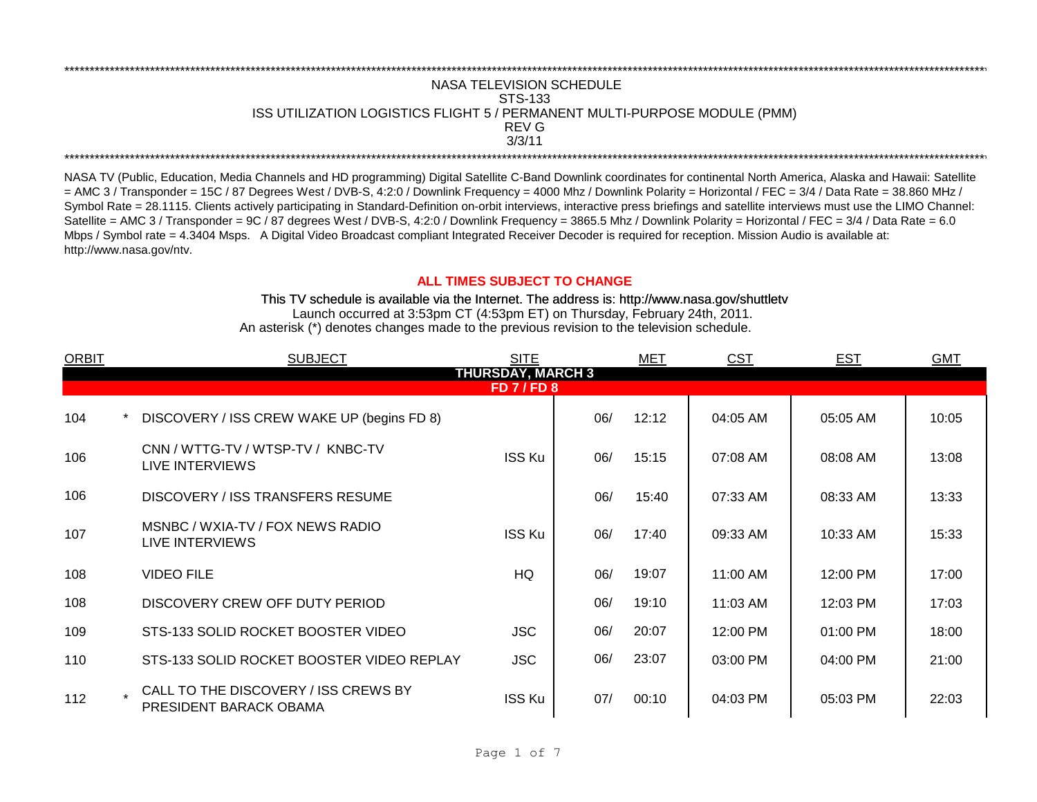NASA TELEVISION SCHEDULE

STS-133

ISS UTILIZATION LOGISTICS FLIGHT 5 / PERMANENT MULTI-PURPOSE MODULE (PMM)

REV G

3/3/11

NASA TV (Public, Education, Media Channels and HD programming) Digital Satellite C-Band Downlink coordinates for continental North America, Alaska and Hawaii: Satellite = AMC 3 / Transponder = 15C / 87 Degrees West / DVB-S, 4:2:0 / Downlink Frequency = 4000 Mhz / Downlink Polarity = Horizontal / FEC = 3/4 / Data Rate = 38.860 MHz / Symbol Rate = 28.1115. Clients actively participating in Standard-Definition on-orbit interviews, interactive press briefings and satellite interviews must use the LIMO Channel: Satellite = AMC 3 / Transponder = 9C / 87 degrees West / DVB-S, 4:2:0 / Downlink Frequency = 3865.5 Mhz / Downlink Polarity = Horizontal / FEC = 3/4 / Data Rate = 6.0 Mbps / Symbol rate = 4.3404 Msps. A Digital Video Broadcast compliant Integrated Receiver Decoder is required for reception. Mission Audio is available at: http://www.nasa.gov/ntv.

**ALL TIMES SUBJECT TO CHANGE**

This TV schedule is available via the Internet. The address is: http://www.nasa.gov/shuttletv

Launch occurred at 3:53pm CT (4:53pm ET) on Thursday, February 24th, 2011.

An asterisk (*) denotes changes made to the previous revision to the television schedule.

| ORBIT | | SUBJECT | SITE | MET | | CST | EST | GMT |
|---|---|---|---|---|---|---|---|---|
| **THURSDAY, MARCH 3** | | | | | | | | |
| **FD 7 / FD 8** | | | | | | | | |
| 104 | * | DISCOVERY / ISS CREW WAKE UP (begins FD 8) | | 06/ | 12:12 | 04:05 AM | 05:05 AM | 10:05 |
| 106 | | CNN / WTTG-TV / WTSP-TV / KNBC-TV LIVE INTERVIEWS | ISS Ku | 06/ | 15:15 | 07:08 AM | 08:08 AM | 13:08 |
| 106 | | DISCOVERY / ISS TRANSFERS RESUME | | 06/ | 15:40 | 07:33 AM | 08:33 AM | 13:33 |
| 107 | | MSNBC / WXIA-TV / FOX NEWS RADIO LIVE INTERVIEWS | ISS Ku | 06/ | 17:40 | 09:33 AM | 10:33 AM | 15:33 |
| 108 | | VIDEO FILE | HQ | 06/ | 19:07 | 11:00 AM | 12:00 PM | 17:00 |
| 108 | | DISCOVERY CREW OFF DUTY PERIOD | | 06/ | 19:10 | 11:03 AM | 12:03 PM | 17:03 |
| 109 | | STS-133 SOLID ROCKET BOOSTER VIDEO | JSC | 06/ | 20:07 | 12:00 PM | 01:00 PM | 18:00 |
| 110 | | STS-133 SOLID ROCKET BOOSTER VIDEO REPLAY | JSC | 06/ | 23:07 | 03:00 PM | 04:00 PM | 21:00 |
| 112 | * | CALL TO THE DISCOVERY / ISS CREWS BY PRESIDENT BARACK OBAMA | ISS Ku | 07/ | 00:10 | 04:03 PM | 05:03 PM | 22:03 |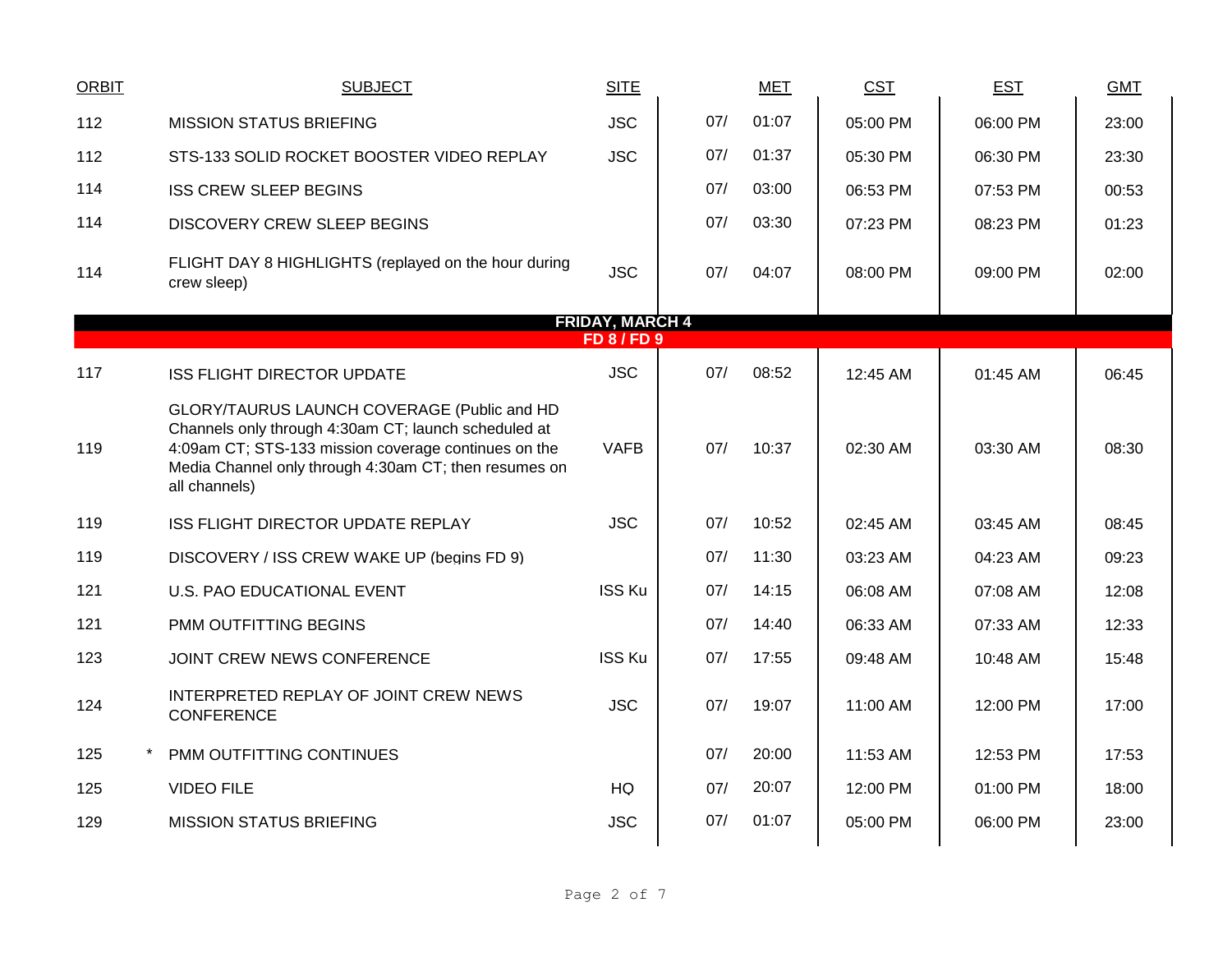| ORBIT | | SUBJECT | SITE | | MET | CST | EST | GMT |
|---|---|---|---|---|---|---|---|---|
| 112 | | MISSION STATUS BRIEFING | JSC | 07/ | 01:07 | 05:00 PM | 06:00 PM | 23:00 |
| 112 | | STS-133 SOLID ROCKET BOOSTER VIDEO REPLAY | JSC | 07/ | 01:37 | 05:30 PM | 06:30 PM | 23:30 |
| 114 | | ISS CREW SLEEP BEGINS | | 07/ | 03:00 | 06:53 PM | 07:53 PM | 00:53 |
| 114 | | DISCOVERY CREW SLEEP BEGINS | | 07/ | 03:30 | 07:23 PM | 08:23 PM | 01:23 |
| 114 | | FLIGHT DAY 8 HIGHLIGHTS (replayed on the hour during crew sleep) | JSC | 07/ | 04:07 | 08:00 PM | 09:00 PM | 02:00 |
| | | **FRIDAY, MARCH 4** | | | | | | |
| | | **FD 8 / FD 9** | | | | | | |
| 117 | | ISS FLIGHT DIRECTOR UPDATE | JSC | 07/ | 08:52 | 12:45 AM | 01:45 AM | 06:45 |
| 119 | | GLORY/TAURUS LAUNCH COVERAGE (Public and HD Channels only through 4:30am CT; launch scheduled at 4:09am CT; STS-133 mission coverage continues on the Media Channel only through 4:30am CT; then resumes on all channels) | VAFB | 07/ | 10:37 | 02:30 AM | 03:30 AM | 08:30 |
| 119 | | ISS FLIGHT DIRECTOR UPDATE REPLAY | JSC | 07/ | 10:52 | 02:45 AM | 03:45 AM | 08:45 |
| 119 | | DISCOVERY / ISS CREW WAKE UP (begins FD 9) | | 07/ | 11:30 | 03:23 AM | 04:23 AM | 09:23 |
| 121 | | U.S. PAO EDUCATIONAL EVENT | ISS Ku | 07/ | 14:15 | 06:08 AM | 07:08 AM | 12:08 |
| 121 | | PMM OUTFITTING BEGINS | | 07/ | 14:40 | 06:33 AM | 07:33 AM | 12:33 |
| 123 | | JOINT CREW NEWS CONFERENCE | ISS Ku | 07/ | 17:55 | 09:48 AM | 10:48 AM | 15:48 |
| 124 | | INTERPRETED REPLAY OF JOINT CREW NEWS CONFERENCE | JSC | 07/ | 19:07 | 11:00 AM | 12:00 PM | 17:00 |
| 125 | * | PMM OUTFITTING CONTINUES | | 07/ | 20:00 | 11:53 AM | 12:53 PM | 17:53 |
| 125 | | VIDEO FILE | HQ | 07/ | 20:07 | 12:00 PM | 01:00 PM | 18:00 |
| 129 | | MISSION STATUS BRIEFING | JSC | 07/ | 01:07 | 05:00 PM | 06:00 PM | 23:00 |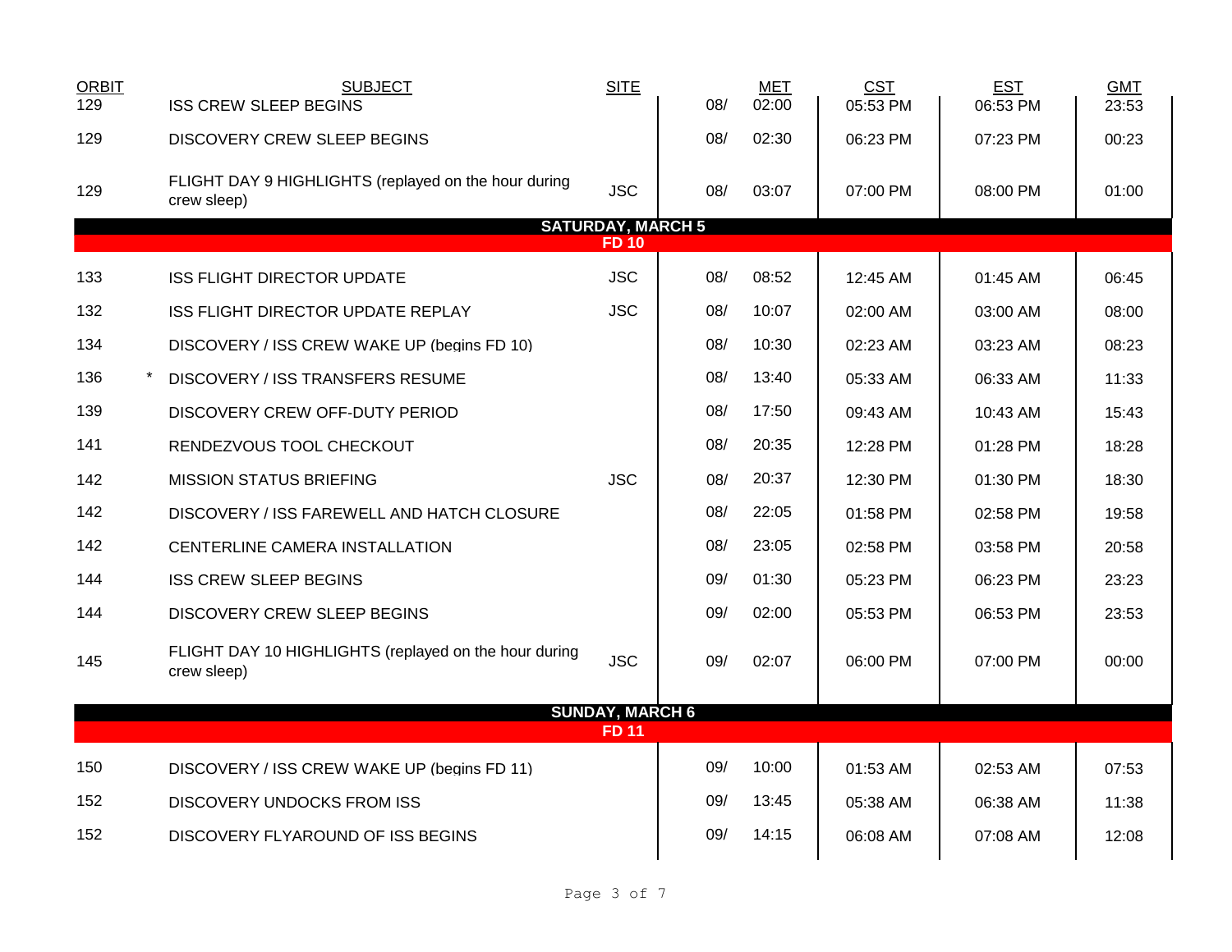| ORBIT | | SUBJECT | SITE | | MET | CST | EST | GMT |
|---|---|---|---|---|---|---|---|---|
| 129 | | ISS CREW SLEEP BEGINS | | 08/ | 02:00 | 05:53 PM | 06:53 PM | 23:53 |
| 129 | | DISCOVERY CREW SLEEP BEGINS | | 08/ | 02:30 | 06:23 PM | 07:23 PM | 00:23 |
| 129 | | FLIGHT DAY 9 HIGHLIGHTS (replayed on the hour during crew sleep) | JSC | 08/ | 03:07 | 07:00 PM | 08:00 PM | 01:00 |
| | | **SATURDAY, MARCH 5** | | | | | | |
| | | **FD 10** | | | | | | |
| 133 | | ISS FLIGHT DIRECTOR UPDATE | JSC | 08/ | 08:52 | 12:45 AM | 01:45 AM | 06:45 |
| 132 | | ISS FLIGHT DIRECTOR UPDATE REPLAY | JSC | 08/ | 10:07 | 02:00 AM | 03:00 AM | 08:00 |
| 134 | | DISCOVERY / ISS CREW WAKE UP (begins FD 10) | | 08/ | 10:30 | 02:23 AM | 03:23 AM | 08:23 |
| 136 | * | DISCOVERY / ISS TRANSFERS RESUME | | 08/ | 13:40 | 05:33 AM | 06:33 AM | 11:33 |
| 139 | | DISCOVERY CREW OFF-DUTY PERIOD | | 08/ | 17:50 | 09:43 AM | 10:43 AM | 15:43 |
| 141 | | RENDEZVOUS TOOL CHECKOUT | | 08/ | 20:35 | 12:28 PM | 01:28 PM | 18:28 |
| 142 | | MISSION STATUS BRIEFING | JSC | 08/ | 20:37 | 12:30 PM | 01:30 PM | 18:30 |
| 142 | | DISCOVERY / ISS FAREWELL AND HATCH CLOSURE | | 08/ | 22:05 | 01:58 PM | 02:58 PM | 19:58 |
| 142 | | CENTERLINE CAMERA INSTALLATION | | 08/ | 23:05 | 02:58 PM | 03:58 PM | 20:58 |
| 144 | | ISS CREW SLEEP BEGINS | | 09/ | 01:30 | 05:23 PM | 06:23 PM | 23:23 |
| 144 | | DISCOVERY CREW SLEEP BEGINS | | 09/ | 02:00 | 05:53 PM | 06:53 PM | 23:53 |
| 145 | | FLIGHT DAY 10 HIGHLIGHTS (replayed on the hour during crew sleep) | JSC | 09/ | 02:07 | 06:00 PM | 07:00 PM | 00:00 |
| | | **SUNDAY, MARCH 6** | | | | | | |
| | | **FD 11** | | | | | | |
| 150 | | DISCOVERY / ISS CREW WAKE UP (begins FD 11) | | 09/ | 10:00 | 01:53 AM | 02:53 AM | 07:53 |
| 152 | | DISCOVERY UNDOCKS FROM ISS | | 09/ | 13:45 | 05:38 AM | 06:38 AM | 11:38 |
| 152 | | DISCOVERY FLYAROUND OF ISS BEGINS | | 09/ | 14:15 | 06:08 AM | 07:08 AM | 12:08 |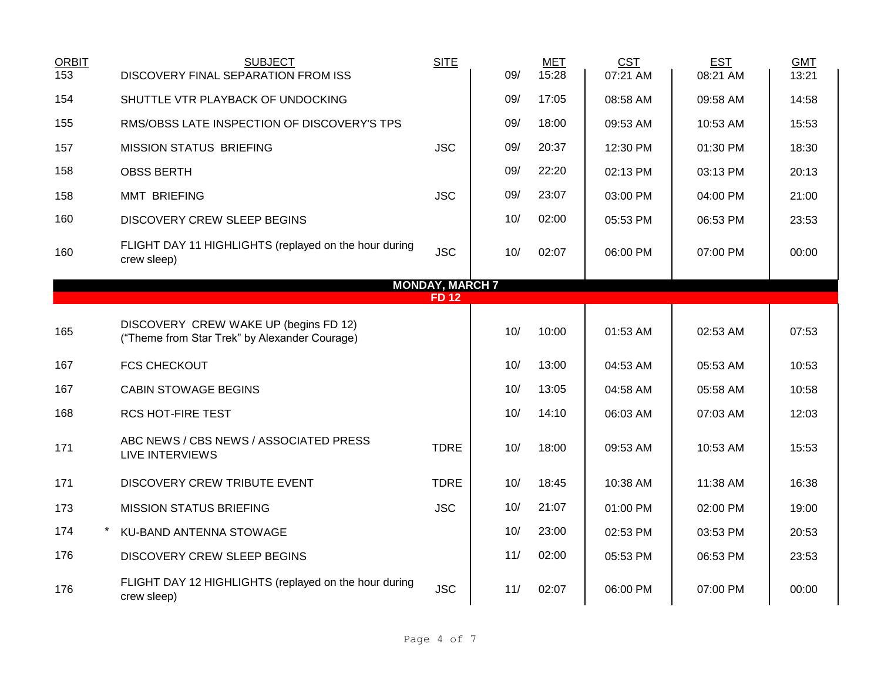| ORBIT | | SUBJECT | SITE | | MET | CST | EST | GMT |
|---|---|---|---|---|---|---|---|---|
| 153 | | DISCOVERY FINAL SEPARATION FROM ISS | | 09/ | 15:28 | 07:21 AM | 08:21 AM | 13:21 |
| 154 | | SHUTTLE VTR PLAYBACK OF UNDOCKING | | 09/ | 17:05 | 08:58 AM | 09:58 AM | 14:58 |
| 155 | | RMS/OBSS LATE INSPECTION OF DISCOVERY'S TPS | | 09/ | 18:00 | 09:53 AM | 10:53 AM | 15:53 |
| 157 | | MISSION STATUS BRIEFING | JSC | 09/ | 20:37 | 12:30 PM | 01:30 PM | 18:30 |
| 158 | | OBSS BERTH | | 09/ | 22:20 | 02:13 PM | 03:13 PM | 20:13 |
| 158 | | MMT BRIEFING | JSC | 09/ | 23:07 | 03:00 PM | 04:00 PM | 21:00 |
| 160 | | DISCOVERY CREW SLEEP BEGINS | | 10/ | 02:00 | 05:53 PM | 06:53 PM | 23:53 |
| 160 | | FLIGHT DAY 11 HIGHLIGHTS (replayed on the hour during crew sleep) | JSC | 10/ | 02:07 | 06:00 PM | 07:00 PM | 00:00 |
| | | **MONDAY, MARCH 7** | | | | | | |
| | | **FD 12** | | | | | | |
| 165 | | DISCOVERY CREW WAKE UP (begins FD 12) ("Theme from Star Trek" by Alexander Courage) | | 10/ | 10:00 | 01:53 AM | 02:53 AM | 07:53 |
| 167 | | FCS CHECKOUT | | 10/ | 13:00 | 04:53 AM | 05:53 AM | 10:53 |
| 167 | | CABIN STOWAGE BEGINS | | 10/ | 13:05 | 04:58 AM | 05:58 AM | 10:58 |
| 168 | | RCS HOT-FIRE TEST | | 10/ | 14:10 | 06:03 AM | 07:03 AM | 12:03 |
| 171 | | ABC NEWS / CBS NEWS / ASSOCIATED PRESS LIVE INTERVIEWS | TDRE | 10/ | 18:00 | 09:53 AM | 10:53 AM | 15:53 |
| 171 | | DISCOVERY CREW TRIBUTE EVENT | TDRE | 10/ | 18:45 | 10:38 AM | 11:38 AM | 16:38 |
| 173 | | MISSION STATUS BRIEFING | JSC | 10/ | 21:07 | 01:00 PM | 02:00 PM | 19:00 |
| 174 | * | KU-BAND ANTENNA STOWAGE | | 10/ | 23:00 | 02:53 PM | 03:53 PM | 20:53 |
| 176 | | DISCOVERY CREW SLEEP BEGINS | | 11/ | 02:00 | 05:53 PM | 06:53 PM | 23:53 |
| 176 | | FLIGHT DAY 12 HIGHLIGHTS (replayed on the hour during crew sleep) | JSC | 11/ | 02:07 | 06:00 PM | 07:00 PM | 00:00 |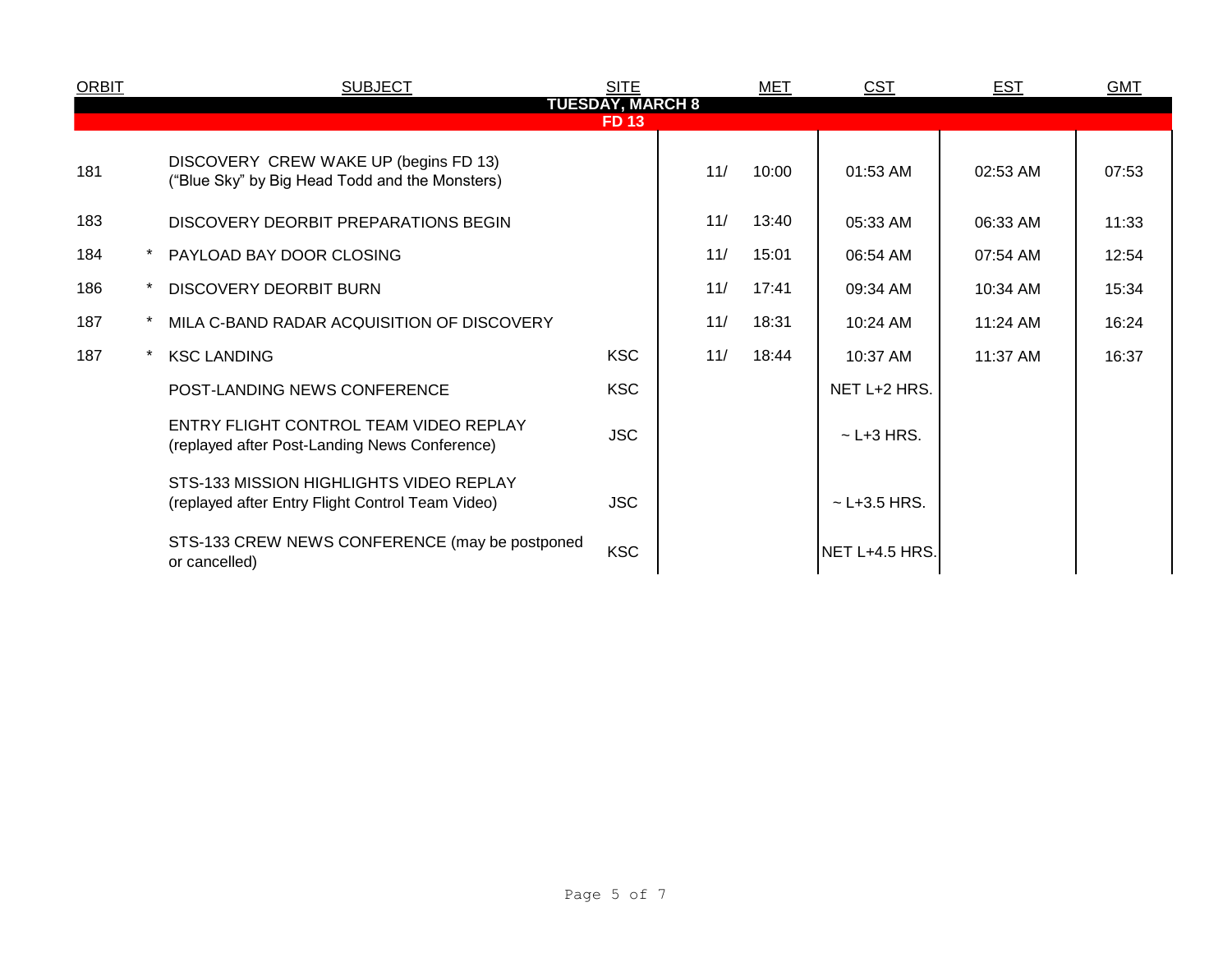| ORBIT | | SUBJECT | SITE | MET | | CST | EST | GMT |
|---|---|---|---|---|---|---|---|---|
| **TUESDAY, MARCH 8** | | | | | | | | |
| **FD 13** | | | | | | | | |
| 181 | | DISCOVERY CREW WAKE UP (begins FD 13) ("Blue Sky" by Big Head Todd and the Monsters) | | 11/ | 10:00 | 01:53 AM | 02:53 AM | 07:53 |
| 183 | | DISCOVERY DEORBIT PREPARATIONS BEGIN | | 11/ | 13:40 | 05:33 AM | 06:33 AM | 11:33 |
| 184 | * | PAYLOAD BAY DOOR CLOSING | | 11/ | 15:01 | 06:54 AM | 07:54 AM | 12:54 |
| 186 | * | DISCOVERY DEORBIT BURN | | 11/ | 17:41 | 09:34 AM | 10:34 AM | 15:34 |
| 187 | * | MILA C-BAND RADAR ACQUISITION OF DISCOVERY | | 11/ | 18:31 | 10:24 AM | 11:24 AM | 16:24 |
| 187 | * | KSC LANDING | KSC | 11/ | 18:44 | 10:37 AM | 11:37 AM | 16:37 |
| | | POST-LANDING NEWS CONFERENCE | KSC | | | NET L+2 HRS. | | |
| | | ENTRY FLIGHT CONTROL TEAM VIDEO REPLAY (replayed after Post-Landing News Conference) | JSC | | | ~ L+3 HRS. | | |
| | | STS-133 MISSION HIGHLIGHTS VIDEO REPLAY (replayed after Entry Flight Control Team Video) | JSC | | | ~ L+3.5 HRS. | | |
| | | STS-133 CREW NEWS CONFERENCE (may be postponed or cancelled) | KSC | | | NET L+4.5 HRS. | | |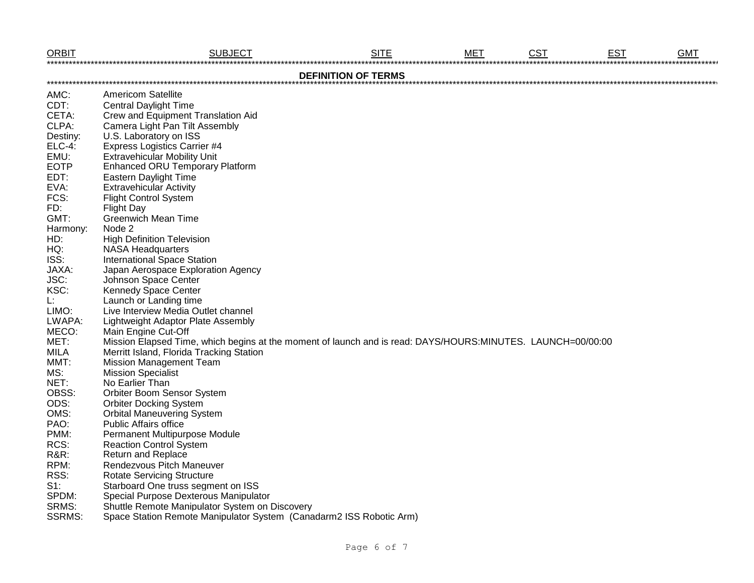| ORBIT | SUBJECT | SITE | MET | CST | EST | GMT |
|---|---|---|---|---|---|---|

## DEFINITION OF TERMS

| Term | Definition |
|---|---|
| AMC: | Americom Satellite |
| CDT: | Central Daylight Time |
| CETA: | Crew and Equipment Translation Aid |
| CLPA: | Camera Light Pan Tilt Assembly |
| Destiny: | U.S. Laboratory on ISS |
| ELC-4: | Express Logistics Carrier #4 |
| EMU: | Extravehicular Mobility Unit |
| EOTP | Enhanced ORU Temporary Platform |
| EDT: | Eastern Daylight Time |
| EVA: | Extravehicular Activity |
| FCS: | Flight Control System |
| FD: | Flight Day |
| GMT: | Greenwich Mean Time |
| Harmony: | Node 2 |
| HD: | High Definition Television |
| HQ: | NASA Headquarters |
| ISS: | International Space Station |
| JAXA: | Japan Aerospace Exploration Agency |
| JSC: | Johnson Space Center |
| KSC: | Kennedy Space Center |
| L: | Launch or Landing time |
| LIMO: | Live Interview Media Outlet channel |
| LWAPA: | Lightweight Adaptor Plate Assembly |
| MECO: | Main Engine Cut-Off |
| MET: | Mission Elapsed Time, which begins at the moment of launch and is read: DAYS/HOURS:MINUTES. LAUNCH=00/00:00 |
| MILA | Merritt Island, Florida Tracking Station |
| MMT: | Mission Management Team |
| MS: | Mission Specialist |
| NET: | No Earlier Than |
| OBSS: | Orbiter Boom Sensor System |
| ODS: | Orbiter Docking System |
| OMS: | Orbital Maneuvering System |
| PAO: | Public Affairs office |
| PMM: | Permanent Multipurpose Module |
| RCS: | Reaction Control System |
| R&R: | Return and Replace |
| RPM: | Rendezvous Pitch Maneuver |
| RSS: | Rotate Servicing Structure |
| S1: | Starboard One truss segment on ISS |
| SPDM: | Special Purpose Dexterous Manipulator |
| SRMS: | Shuttle Remote Manipulator System on Discovery |
| SSRMS: | Space Station Remote Manipulator System (Canadarm2 ISS Robotic Arm) |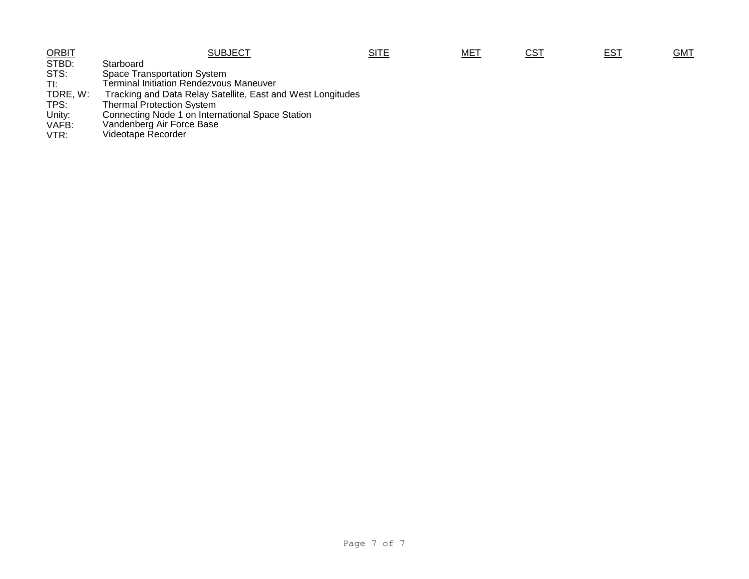| ORBIT | SUBJECT | SITE | MET | CST | EST | GMT |
|---|---|---|---|---|---|---|
| STBD: | Starboard | | | | | |
| STS: | Space Transportation System | | | | | |
| TI: | Terminal Initiation Rendezvous Maneuver | | | | | |
| TDRE, W: | Tracking and Data Relay Satellite, East and West Longitudes | | | | | |
| TPS: | Thermal Protection System | | | | | |
| Unity: | Connecting Node 1 on International Space Station | | | | | |
| VAFB: | Vandenberg Air Force Base | | | | | |
| VTR: | Videotape Recorder | | | | | |